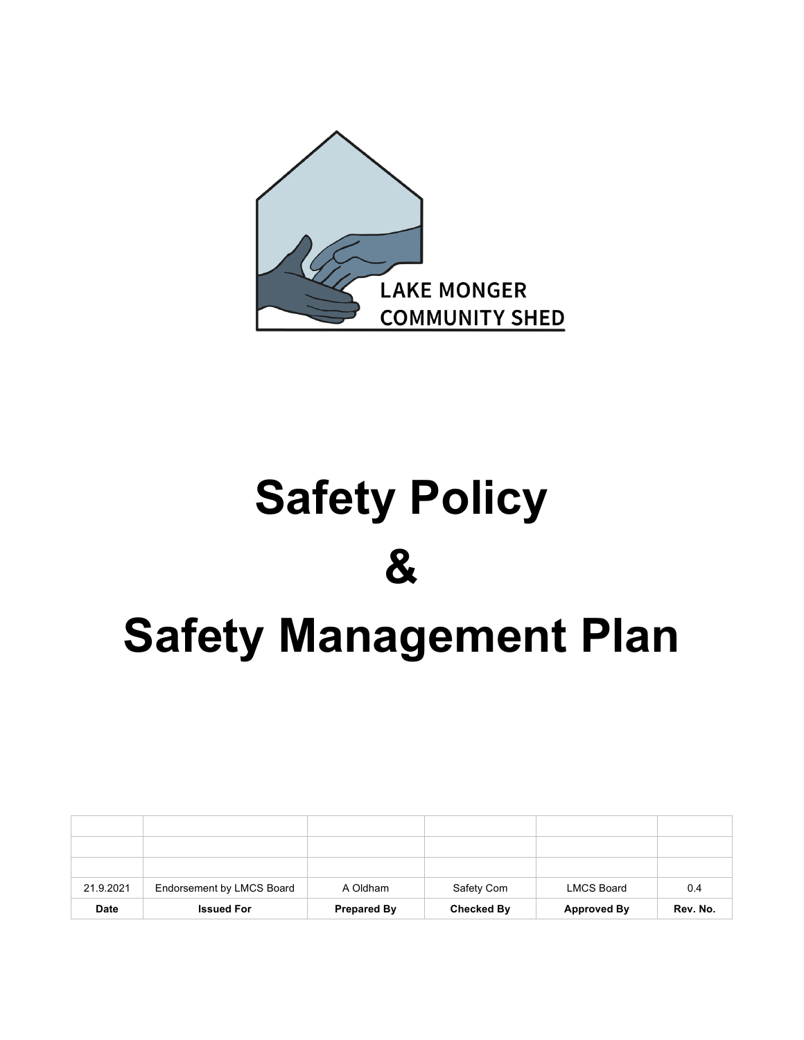LAKE MONGER COMMUNITY SHED

# Safety Policy

# &

# Safety Management Plan

| | | | | | |
|---|---|---|---|---|---|
| | | | | | |
| | | | | | |
| | | | | | |
| 21.9.2021 | Endorsement by LMCS Board | A Oldham | Safety Com | LMCS Board | 0.4 |
| **Date** | **Issued For** | **Prepared By** | **Checked By** | **Approved By** | **Rev. No.** |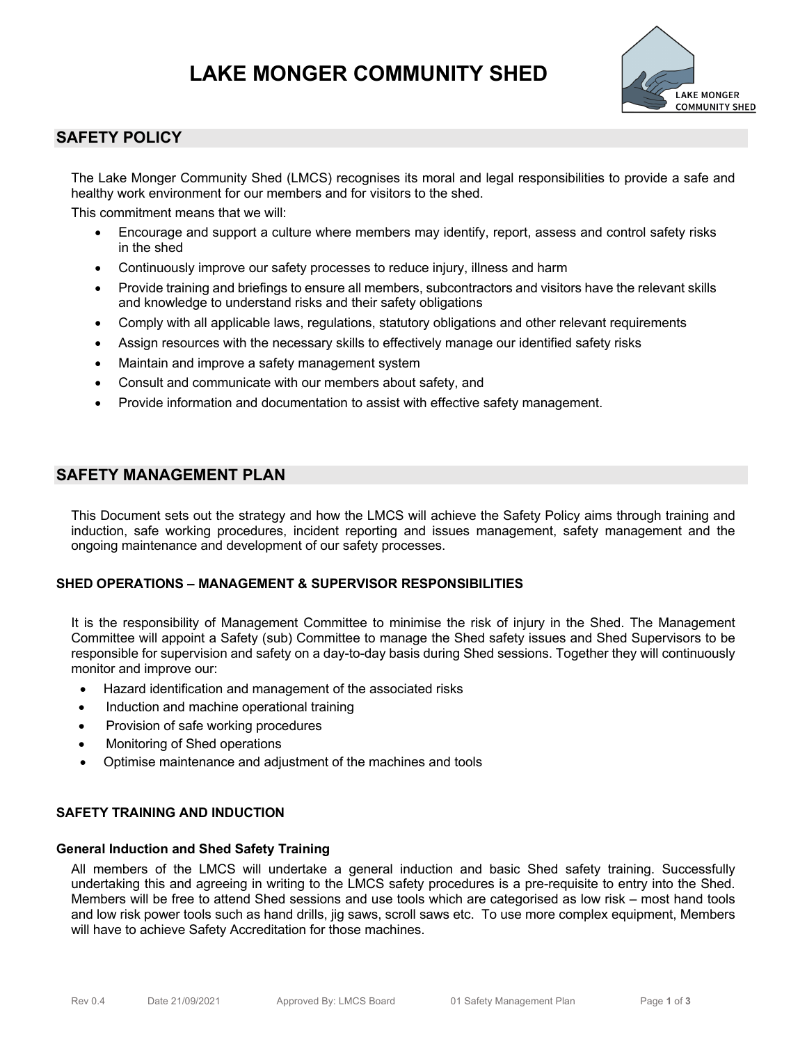# LAKE MONGER COMMUNITY SHED

## SAFETY POLICY

The Lake Monger Community Shed (LMCS) recognises its moral and legal responsibilities to provide a safe and healthy work environment for our members and for visitors to the shed.

This commitment means that we will:

- Encourage and support a culture where members may identify, report, assess and control safety risks in the shed
- Continuously improve our safety processes to reduce injury, illness and harm
- Provide training and briefings to ensure all members, subcontractors and visitors have the relevant skills and knowledge to understand risks and their safety obligations
- Comply with all applicable laws, regulations, statutory obligations and other relevant requirements
- Assign resources with the necessary skills to effectively manage our identified safety risks
- Maintain and improve a safety management system
- Consult and communicate with our members about safety, and
- Provide information and documentation to assist with effective safety management.

## SAFETY MANAGEMENT PLAN

This Document sets out the strategy and how the LMCS will achieve the Safety Policy aims through training and induction, safe working procedures, incident reporting and issues management, safety management and the ongoing maintenance and development of our safety processes.

### SHED OPERATIONS – MANAGEMENT & SUPERVISOR RESPONSIBILITIES

It is the responsibility of Management Committee to minimise the risk of injury in the Shed. The Management Committee will appoint a Safety (sub) Committee to manage the Shed safety issues and Shed Supervisors to be responsible for supervision and safety on a day-to-day basis during Shed sessions. Together they will continuously monitor and improve our:

- Hazard identification and management of the associated risks
- Induction and machine operational training
- Provision of safe working procedures
- Monitoring of Shed operations
- Optimise maintenance and adjustment of the machines and tools

### SAFETY TRAINING AND INDUCTION

#### General Induction and Shed Safety Training

All members of the LMCS will undertake a general induction and basic Shed safety training. Successfully undertaking this and agreeing in writing to the LMCS safety procedures is a pre-requisite to entry into the Shed. Members will be free to attend Shed sessions and use tools which are categorised as low risk – most hand tools and low risk power tools such as hand drills, jig saws, scroll saws etc. To use more complex equipment, Members will have to achieve Safety Accreditation for those machines.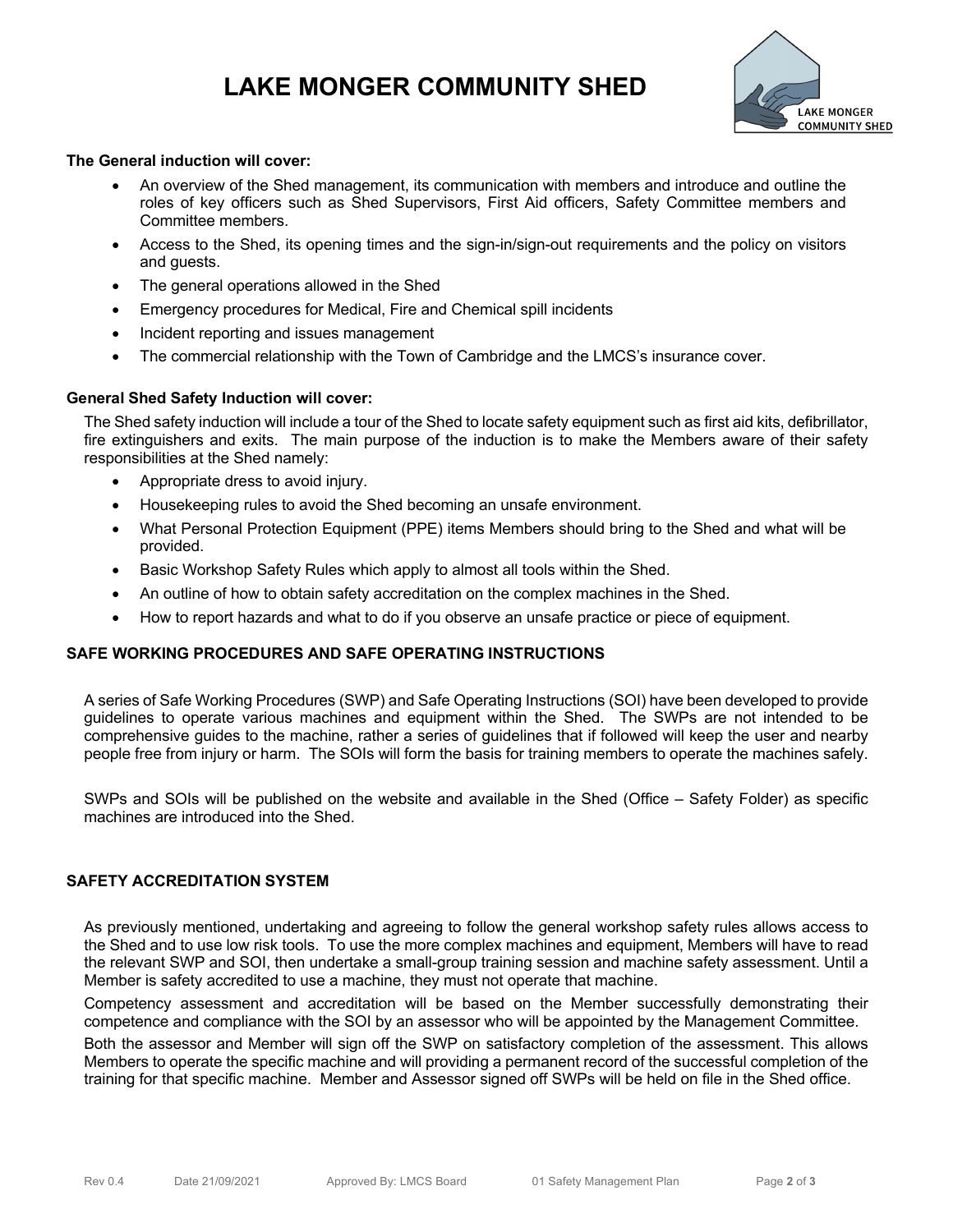**The General induction will cover:**

- An overview of the Shed management, its communication with members and introduce and outline the roles of key officers such as Shed Supervisors, First Aid officers, Safety Committee members and Committee members.
- Access to the Shed, its opening times and the sign-in/sign-out requirements and the policy on visitors and guests.
- The general operations allowed in the Shed
- Emergency procedures for Medical, Fire and Chemical spill incidents
- Incident reporting and issues management
- The commercial relationship with the Town of Cambridge and the LMCS's insurance cover.

**General Shed Safety Induction will cover:**

The Shed safety induction will include a tour of the Shed to locate safety equipment such as first aid kits, defibrillator, fire extinguishers and exits. The main purpose of the induction is to make the Members aware of their safety responsibilities at the Shed namely:

- Appropriate dress to avoid injury.
- Housekeeping rules to avoid the Shed becoming an unsafe environment.
- What Personal Protection Equipment (PPE) items Members should bring to the Shed and what will be provided.
- Basic Workshop Safety Rules which apply to almost all tools within the Shed.
- An outline of how to obtain safety accreditation on the complex machines in the Shed.
- How to report hazards and what to do if you observe an unsafe practice or piece of equipment.

## SAFE WORKING PROCEDURES AND SAFE OPERATING INSTRUCTIONS

A series of Safe Working Procedures (SWP) and Safe Operating Instructions (SOI) have been developed to provide guidelines to operate various machines and equipment within the Shed. The SWPs are not intended to be comprehensive guides to the machine, rather a series of guidelines that if followed will keep the user and nearby people free from injury or harm. The SOIs will form the basis for training members to operate the machines safely.

SWPs and SOIs will be published on the website and available in the Shed (Office – Safety Folder) as specific machines are introduced into the Shed.

## SAFETY ACCREDITATION SYSTEM

As previously mentioned, undertaking and agreeing to follow the general workshop safety rules allows access to the Shed and to use low risk tools. To use the more complex machines and equipment, Members will have to read the relevant SWP and SOI, then undertake a small-group training session and machine safety assessment. Until a Member is safety accredited to use a machine, they must not operate that machine.

Competency assessment and accreditation will be based on the Member successfully demonstrating their competence and compliance with the SOI by an assessor who will be appointed by the Management Committee.

Both the assessor and Member will sign off the SWP on satisfactory completion of the assessment. This allows Members to operate the specific machine and will providing a permanent record of the successful completion of the training for that specific machine. Member and Assessor signed off SWPs will be held on file in the Shed office.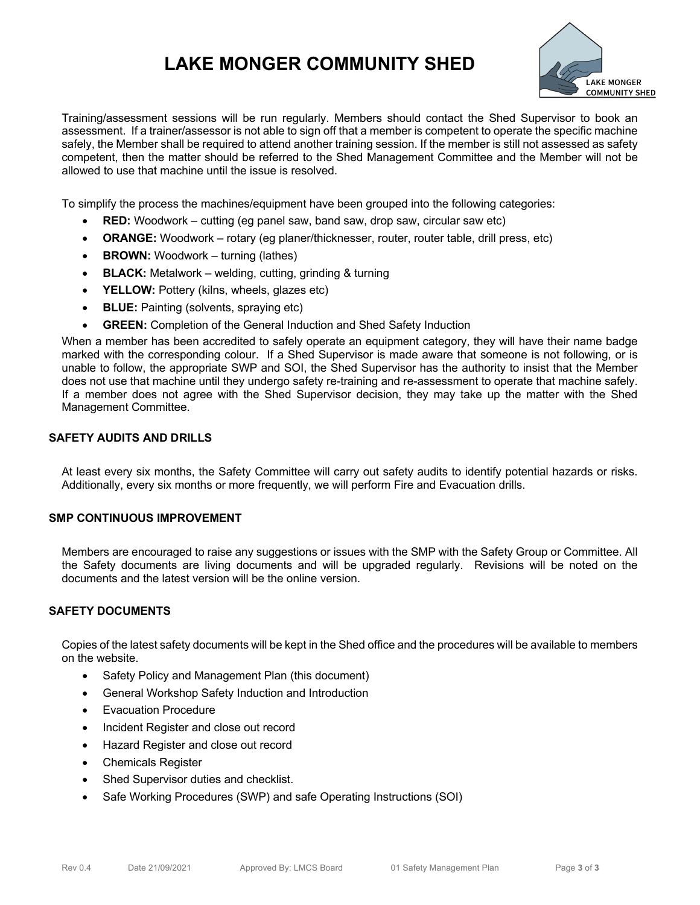Training/assessment sessions will be run regularly. Members should contact the Shed Supervisor to book an assessment. If a trainer/assessor is not able to sign off that a member is competent to operate the specific machine safely, the Member shall be required to attend another training session. If the member is still not assessed as safety competent, then the matter should be referred to the Shed Management Committee and the Member will not be allowed to use that machine until the issue is resolved.

To simplify the process the machines/equipment have been grouped into the following categories:

- **RED:** Woodwork – cutting (eg panel saw, band saw, drop saw, circular saw etc)
- **ORANGE:** Woodwork – rotary (eg planer/thicknesser, router, router table, drill press, etc)
- **BROWN:** Woodwork – turning (lathes)
- **BLACK:** Metalwork – welding, cutting, grinding & turning
- **YELLOW:** Pottery (kilns, wheels, glazes etc)
- **BLUE:** Painting (solvents, spraying etc)
- **GREEN:** Completion of the General Induction and Shed Safety Induction

When a member has been accredited to safely operate an equipment category, they will have their name badge marked with the corresponding colour. If a Shed Supervisor is made aware that someone is not following, or is unable to follow, the appropriate SWP and SOI, the Shed Supervisor has the authority to insist that the Member does not use that machine until they undergo safety re-training and re-assessment to operate that machine safely. If a member does not agree with the Shed Supervisor decision, they may take up the matter with the Shed Management Committee.

### SAFETY AUDITS AND DRILLS

At least every six months, the Safety Committee will carry out safety audits to identify potential hazards or risks. Additionally, every six months or more frequently, we will perform Fire and Evacuation drills.

### SMP CONTINUOUS IMPROVEMENT

Members are encouraged to raise any suggestions or issues with the SMP with the Safety Group or Committee. All the Safety documents are living documents and will be upgraded regularly. Revisions will be noted on the documents and the latest version will be the online version.

### SAFETY DOCUMENTS

Copies of the latest safety documents will be kept in the Shed office and the procedures will be available to members on the website.

- Safety Policy and Management Plan (this document)
- General Workshop Safety Induction and Introduction
- Evacuation Procedure
- Incident Register and close out record
- Hazard Register and close out record
- Chemicals Register
- Shed Supervisor duties and checklist.
- Safe Working Procedures (SWP) and safe Operating Instructions (SOI)